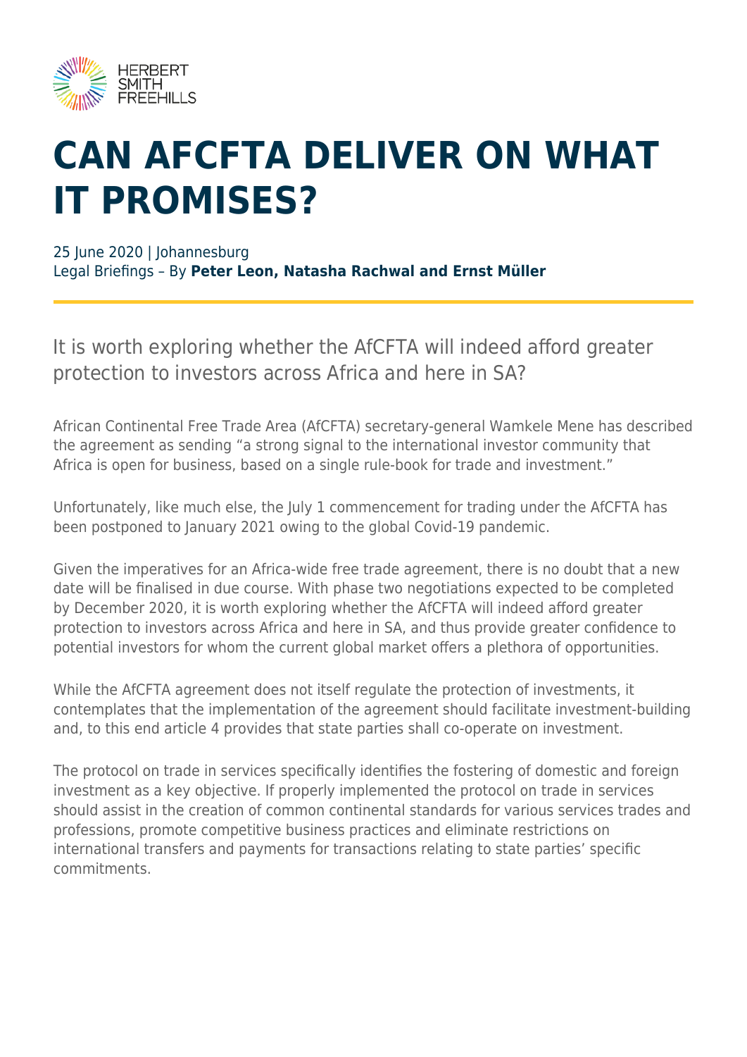# CAN AFCFTA DELIVER ON WHAT IT PROMISES?

25 June 2020 | Johannesburg
Legal Briefings – By **Peter Leon, Natasha Rachwal and Ernst Müller**

It is worth exploring whether the AfCFTA will indeed afford greater protection to investors across Africa and here in SA?

African Continental Free Trade Area (AfCFTA) secretary-general Wamkele Mene has described the agreement as sending "a strong signal to the international investor community that Africa is open for business, based on a single rule-book for trade and investment."

Unfortunately, like much else, the July 1 commencement for trading under the AfCFTA has been postponed to January 2021 owing to the global Covid-19 pandemic.

Given the imperatives for an Africa-wide free trade agreement, there is no doubt that a new date will be finalised in due course. With phase two negotiations expected to be completed by December 2020, it is worth exploring whether the AfCFTA will indeed afford greater protection to investors across Africa and here in SA, and thus provide greater confidence to potential investors for whom the current global market offers a plethora of opportunities.

While the AfCFTA agreement does not itself regulate the protection of investments, it contemplates that the implementation of the agreement should facilitate investment-building and, to this end article 4 provides that state parties shall co-operate on investment.

The protocol on trade in services specifically identifies the fostering of domestic and foreign investment as a key objective. If properly implemented the protocol on trade in services should assist in the creation of common continental standards for various services trades and professions, promote competitive business practices and eliminate restrictions on international transfers and payments for transactions relating to state parties' specific commitments.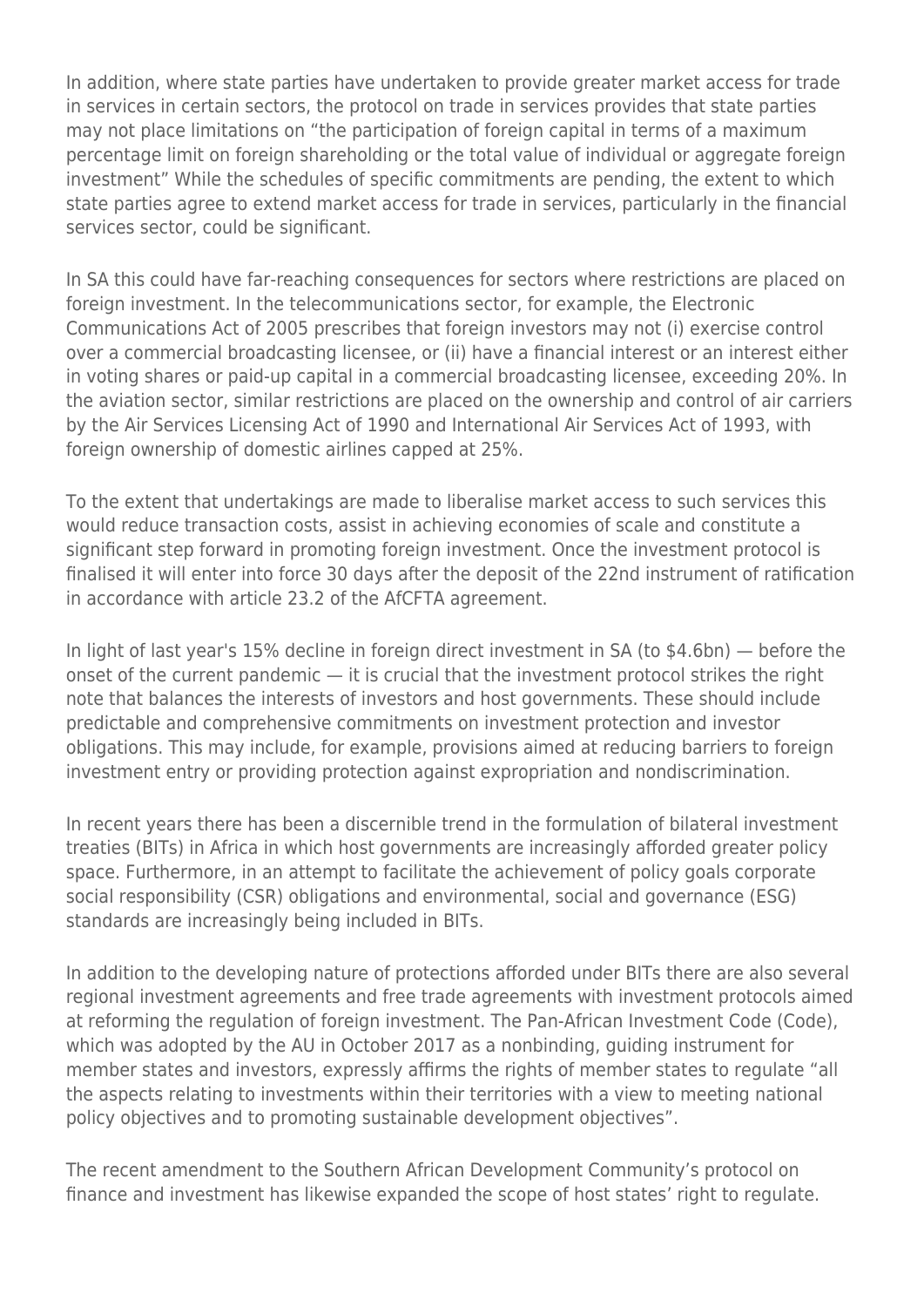In addition, where state parties have undertaken to provide greater market access for trade in services in certain sectors, the protocol on trade in services provides that state parties may not place limitations on "the participation of foreign capital in terms of a maximum percentage limit on foreign shareholding or the total value of individual or aggregate foreign investment" While the schedules of specific commitments are pending, the extent to which state parties agree to extend market access for trade in services, particularly in the financial services sector, could be significant.

In SA this could have far-reaching consequences for sectors where restrictions are placed on foreign investment. In the telecommunications sector, for example, the Electronic Communications Act of 2005 prescribes that foreign investors may not (i) exercise control over a commercial broadcasting licensee, or (ii) have a financial interest or an interest either in voting shares or paid-up capital in a commercial broadcasting licensee, exceeding 20%. In the aviation sector, similar restrictions are placed on the ownership and control of air carriers by the Air Services Licensing Act of 1990 and International Air Services Act of 1993, with foreign ownership of domestic airlines capped at 25%.

To the extent that undertakings are made to liberalise market access to such services this would reduce transaction costs, assist in achieving economies of scale and constitute a significant step forward in promoting foreign investment. Once the investment protocol is finalised it will enter into force 30 days after the deposit of the 22nd instrument of ratification in accordance with article 23.2 of the AfCFTA agreement.

In light of last year's 15% decline in foreign direct investment in SA (to $4.6bn) — before the onset of the current pandemic — it is crucial that the investment protocol strikes the right note that balances the interests of investors and host governments. These should include predictable and comprehensive commitments on investment protection and investor obligations. This may include, for example, provisions aimed at reducing barriers to foreign investment entry or providing protection against expropriation and nondiscrimination.

In recent years there has been a discernible trend in the formulation of bilateral investment treaties (BITs) in Africa in which host governments are increasingly afforded greater policy space. Furthermore, in an attempt to facilitate the achievement of policy goals corporate social responsibility (CSR) obligations and environmental, social and governance (ESG) standards are increasingly being included in BITs.

In addition to the developing nature of protections afforded under BITs there are also several regional investment agreements and free trade agreements with investment protocols aimed at reforming the regulation of foreign investment. The Pan-African Investment Code (Code), which was adopted by the AU in October 2017 as a nonbinding, guiding instrument for member states and investors, expressly affirms the rights of member states to regulate "all the aspects relating to investments within their territories with a view to meeting national policy objectives and to promoting sustainable development objectives".

The recent amendment to the Southern African Development Community's protocol on finance and investment has likewise expanded the scope of host states' right to regulate.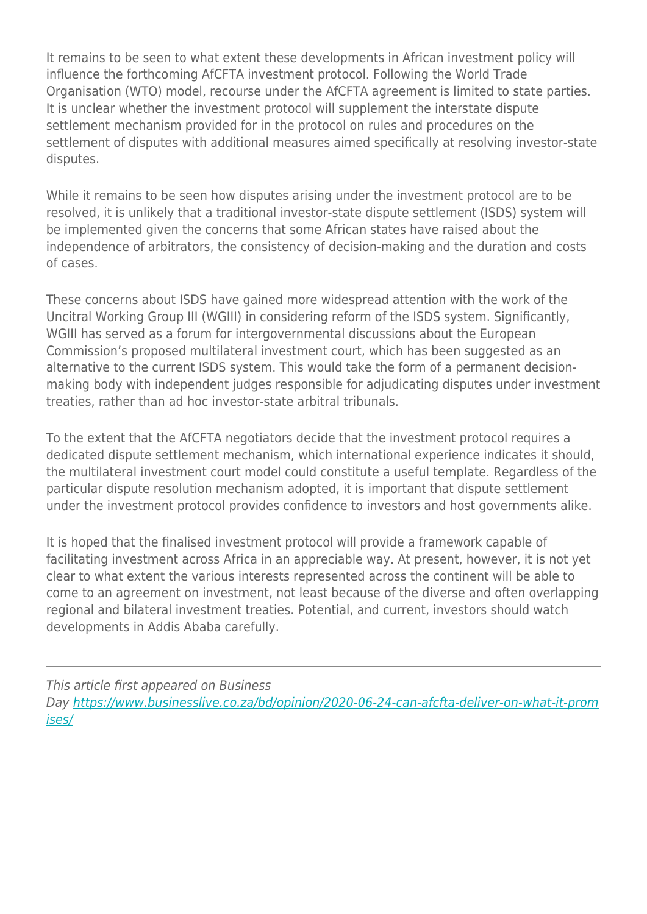It remains to be seen to what extent these developments in African investment policy will influence the forthcoming AfCFTA investment protocol. Following the World Trade Organisation (WTO) model, recourse under the AfCFTA agreement is limited to state parties. It is unclear whether the investment protocol will supplement the interstate dispute settlement mechanism provided for in the protocol on rules and procedures on the settlement of disputes with additional measures aimed specifically at resolving investor-state disputes.

While it remains to be seen how disputes arising under the investment protocol are to be resolved, it is unlikely that a traditional investor-state dispute settlement (ISDS) system will be implemented given the concerns that some African states have raised about the independence of arbitrators, the consistency of decision-making and the duration and costs of cases.

These concerns about ISDS have gained more widespread attention with the work of the Uncitral Working Group III (WGIII) in considering reform of the ISDS system. Significantly, WGIII has served as a forum for intergovernmental discussions about the European Commission's proposed multilateral investment court, which has been suggested as an alternative to the current ISDS system. This would take the form of a permanent decision-making body with independent judges responsible for adjudicating disputes under investment treaties, rather than ad hoc investor-state arbitral tribunals.

To the extent that the AfCFTA negotiators decide that the investment protocol requires a dedicated dispute settlement mechanism, which international experience indicates it should, the multilateral investment court model could constitute a useful template. Regardless of the particular dispute resolution mechanism adopted, it is important that dispute settlement under the investment protocol provides confidence to investors and host governments alike.

It is hoped that the finalised investment protocol will provide a framework capable of facilitating investment across Africa in an appreciable way. At present, however, it is not yet clear to what extent the various interests represented across the continent will be able to come to an agreement on investment, not least because of the diverse and often overlapping regional and bilateral investment treaties. Potential, and current, investors should watch developments in Addis Ababa carefully.

---

*This article first appeared on Business Day [https://www.businesslive.co.za/bd/opinion/2020-06-24-can-afcfta-deliver-on-what-it-promises/](https://www.businesslive.co.za/bd/opinion/2020-06-24-can-afcfta-deliver-on-what-it-promises/)*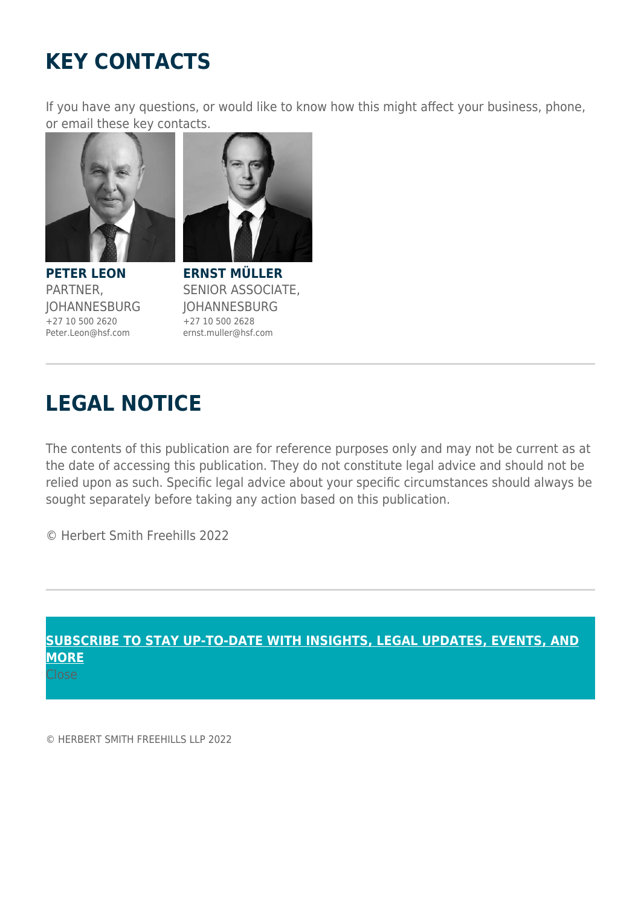## KEY CONTACTS

If you have any questions, or would like to know how this might affect your business, phone, or email these key contacts.

**PETER LEON**
PARTNER, JOHANNESBURG
+27 10 500 2620
Peter.Leon@hsf.com

**ERNST MÜLLER**
SENIOR ASSOCIATE, JOHANNESBURG
+27 10 500 2628
ernst.muller@hsf.com

## LEGAL NOTICE

The contents of this publication are for reference purposes only and may not be current as at the date of accessing this publication. They do not constitute legal advice and should not be relied upon as such. Specific legal advice about your specific circumstances should always be sought separately before taking any action based on this publication.

© Herbert Smith Freehills 2022

**SUBSCRIBE TO STAY UP-TO-DATE WITH INSIGHTS, LEGAL UPDATES, EVENTS, AND MORE**

Close

© HERBERT SMITH FREEHILLS LLP 2022